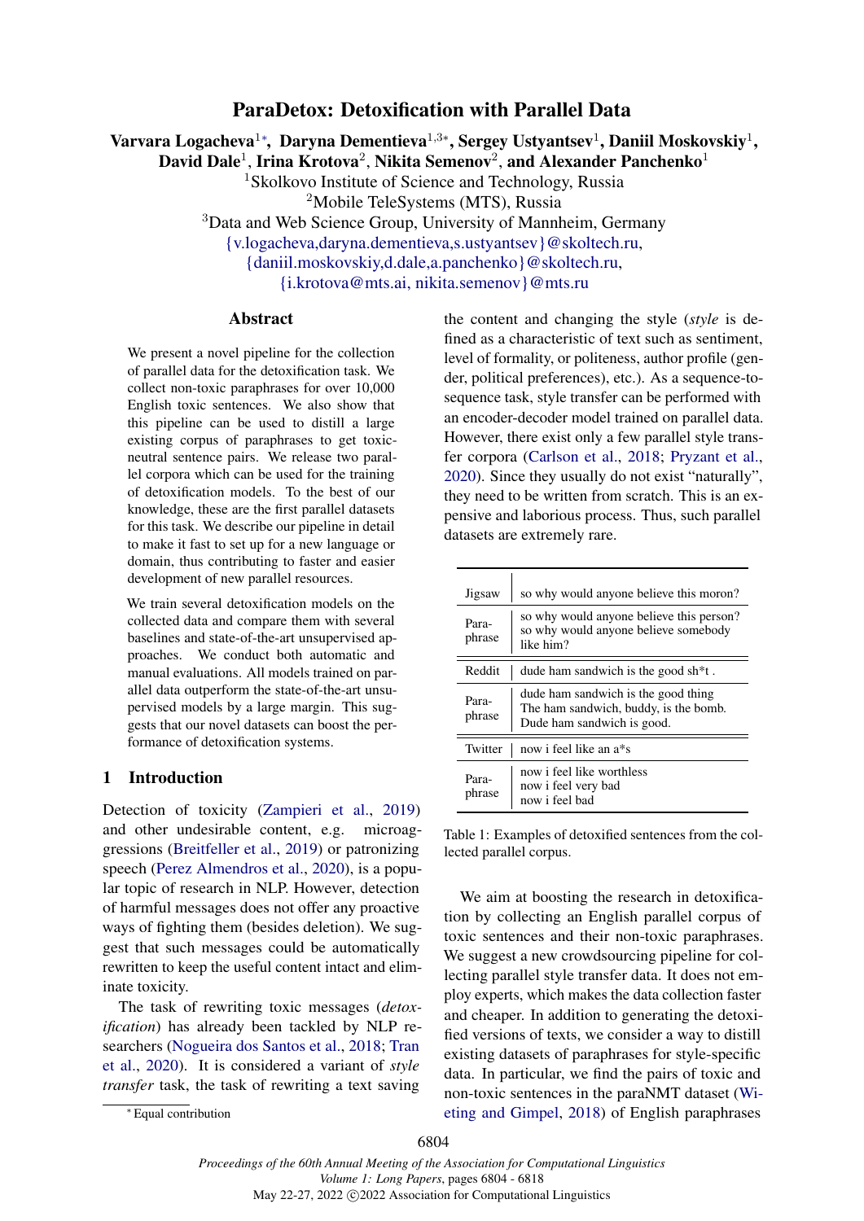# ParaDetox: Detoxification with Parallel Data

**Varvara Logacheva**[1*], **Daryna Dementieva**[1,3*], **Sergey Ustyantsev**[1], **Daniil Moskovskiy**[1], **David Dale**[1], **Irina Krotova**[2], **Nikita Semenov**[2], **and Alexander Panchenko**[1]

[1]Skolkovo Institute of Science and Technology, Russia
[2]Mobile TeleSystems (MTS), Russia
[3]Data and Web Science Group, University of Mannheim, Germany
{v.logacheva,daryna.dementieva,s.ustyantsev}@skoltech.ru,
{daniil.moskovskiy,d.dale,a.panchenko}@skoltech.ru,
{i.krotova@mts.ai, nikita.semenov}@mts.ru

## Abstract

We present a novel pipeline for the collection of parallel data for the detoxification task. We collect non-toxic paraphrases for over 10,000 English toxic sentences. We also show that this pipeline can be used to distill a large existing corpus of paraphrases to get toxic-neutral sentence pairs. We release two parallel corpora which can be used for the training of detoxification models. To the best of our knowledge, these are the first parallel datasets for this task. We describe our pipeline in detail to make it fast to set up for a new language or domain, thus contributing to faster and easier development of new parallel resources.

We train several detoxification models on the collected data and compare them with several baselines and state-of-the-art unsupervised approaches. We conduct both automatic and manual evaluations. All models trained on parallel data outperform the state-of-the-art unsupervised models by a large margin. This suggests that our novel datasets can boost the performance of detoxification systems.

## 1 Introduction

Detection of toxicity (Zampieri et al., 2019) and other undesirable content, e.g. microaggressions (Breitfeller et al., 2019) or patronizing speech (Perez Almendros et al., 2020), is a popular topic of research in NLP. However, detection of harmful messages does not offer any proactive ways of fighting them (besides deletion). We suggest that such messages could be automatically rewritten to keep the useful content intact and eliminate toxicity.

The task of rewriting toxic messages (*detoxification*) has already been tackled by NLP researchers (Nogueira dos Santos et al., 2018; Tran et al., 2020). It is considered a variant of *style transfer* task, the task of rewriting a text saving the content and changing the style (*style* is defined as a characteristic of text such as sentiment, level of formality, or politeness, author profile (gender, political preferences), etc.). As a sequence-to-sequence task, style transfer can be performed with an encoder-decoder model trained on parallel data. However, there exist only a few parallel style transfer corpora (Carlson et al., 2018; Pryzant et al., 2020). Since they usually do not exist "naturally", they need to be written from scratch. This is an expensive and laborious process. Thus, such parallel datasets are extremely rare.

| Source | Text |
|---|---|
| Jigsaw | so why would anyone believe this moron? |
| Paraphrase | so why would anyone believe this person?<br>so why would anyone believe somebody like him? |
| Reddit | dude ham sandwich is the good sh*t . |
| Paraphrase | dude ham sandwich is the good thing<br>The ham sandwich, buddy, is the bomb.<br>Dude ham sandwich is good. |
| Twitter | now i feel like an a*s |
| Paraphrase | now i feel like worthless<br>now i feel very bad<br>now i feel bad |

Table 1: Examples of detoxified sentences from the collected parallel corpus.

We aim at boosting the research in detoxification by collecting an English parallel corpus of toxic sentences and their non-toxic paraphrases. We suggest a new crowdsourcing pipeline for collecting parallel style transfer data. It does not employ experts, which makes the data collection faster and cheaper. In addition to generating the detoxified versions of texts, we consider a way to distill existing datasets of paraphrases for style-specific data. In particular, we find the pairs of toxic and non-toxic sentences in the paraNMT dataset (Wieting and Gimpel, 2018) of English paraphrases

[*] Equal contribution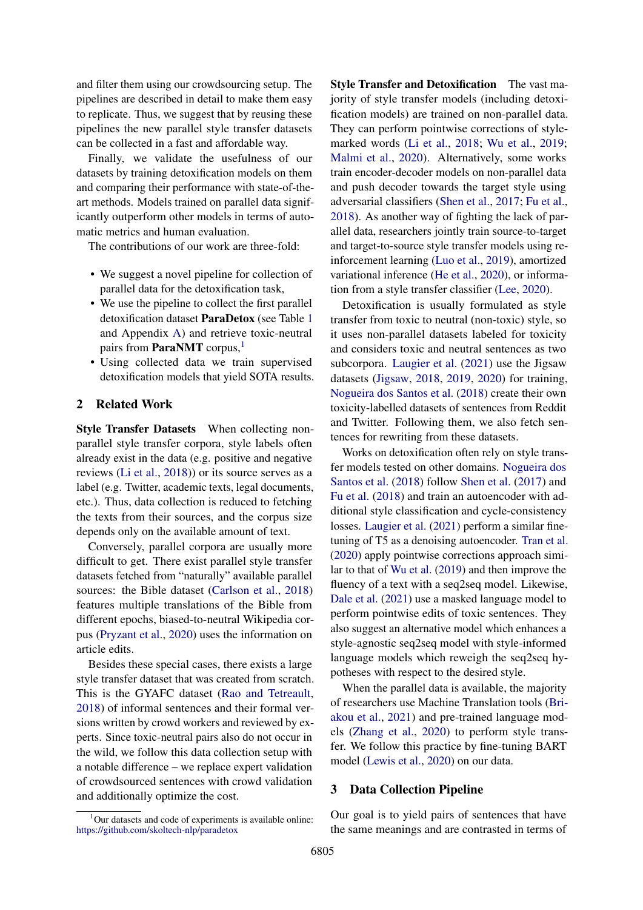and filter them using our crowdsourcing setup. The pipelines are described in detail to make them easy to replicate. Thus, we suggest that by reusing these pipelines the new parallel style transfer datasets can be collected in a fast and affordable way.

Finally, we validate the usefulness of our datasets by training detoxification models on them and comparing their performance with state-of-the-art methods. Models trained on parallel data significantly outperform other models in terms of automatic metrics and human evaluation.

The contributions of our work are three-fold:

- We suggest a novel pipeline for collection of parallel data for the detoxification task,
- We use the pipeline to collect the first parallel detoxification dataset **ParaDetox** (see Table 1 and Appendix A) and retrieve toxic-neutral pairs from **ParaNMT** corpus,[1]
- Using collected data we train supervised detoxification models that yield SOTA results.

## 2 Related Work

**Style Transfer Datasets** When collecting non-parallel style transfer corpora, style labels often already exist in the data (e.g. positive and negative reviews (Li et al., 2018)) or its source serves as a label (e.g. Twitter, academic texts, legal documents, etc.). Thus, data collection is reduced to fetching the texts from their sources, and the corpus size depends only on the available amount of text.

Conversely, parallel corpora are usually more difficult to get. There exist parallel style transfer datasets fetched from "naturally" available parallel sources: the Bible dataset (Carlson et al., 2018) features multiple translations of the Bible from different epochs, biased-to-neutral Wikipedia corpus (Pryzant et al., 2020) uses the information on article edits.

Besides these special cases, there exists a large style transfer dataset that was created from scratch. This is the GYAFC dataset (Rao and Tetreault, 2018) of informal sentences and their formal versions written by crowd workers and reviewed by experts. Since toxic-neutral pairs also do not occur in the wild, we follow this data collection setup with a notable difference – we replace expert validation of crowdsourced sentences with crowd validation and additionally optimize the cost.

**Style Transfer and Detoxification** The vast majority of style transfer models (including detoxification models) are trained on non-parallel data. They can perform pointwise corrections of style-marked words (Li et al., 2018; Wu et al., 2019; Malmi et al., 2020). Alternatively, some works train encoder-decoder models on non-parallel data and push decoder towards the target style using adversarial classifiers (Shen et al., 2017; Fu et al., 2018). As another way of fighting the lack of parallel data, researchers jointly train source-to-target and target-to-source style transfer models using reinforcement learning (Luo et al., 2019), amortized variational inference (He et al., 2020), or information from a style transfer classifier (Lee, 2020).

Detoxification is usually formulated as style transfer from toxic to neutral (non-toxic) style, so it uses non-parallel datasets labeled for toxicity and considers toxic and neutral sentences as two subcorpora. Laugier et al. (2021) use the Jigsaw datasets (Jigsaw, 2018, 2019, 2020) for training, Nogueira dos Santos et al. (2018) create their own toxicity-labelled datasets of sentences from Reddit and Twitter. Following them, we also fetch sentences for rewriting from these datasets.

Works on detoxification often rely on style transfer models tested on other domains. Nogueira dos Santos et al. (2018) follow Shen et al. (2017) and Fu et al. (2018) and train an autoencoder with additional style classification and cycle-consistency losses. Laugier et al. (2021) perform a similar fine-tuning of T5 as a denoising autoencoder. Tran et al. (2020) apply pointwise corrections approach similar to that of Wu et al. (2019) and then improve the fluency of a text with a seq2seq model. Likewise, Dale et al. (2021) use a masked language model to perform pointwise edits of toxic sentences. They also suggest an alternative model which enhances a style-agnostic seq2seq model with style-informed language models which reweigh the seq2seq hypotheses with respect to the desired style.

When the parallel data is available, the majority of researchers use Machine Translation tools (Briakou et al., 2021) and pre-trained language models (Zhang et al., 2020) to perform style transfer. We follow this practice by fine-tuning BART model (Lewis et al., 2020) on our data.

## 3 Data Collection Pipeline

Our goal is to yield pairs of sentences that have the same meanings and are contrasted in terms of

[1] Our datasets and code of experiments is available online: https://github.com/skoltech-nlp/paradetox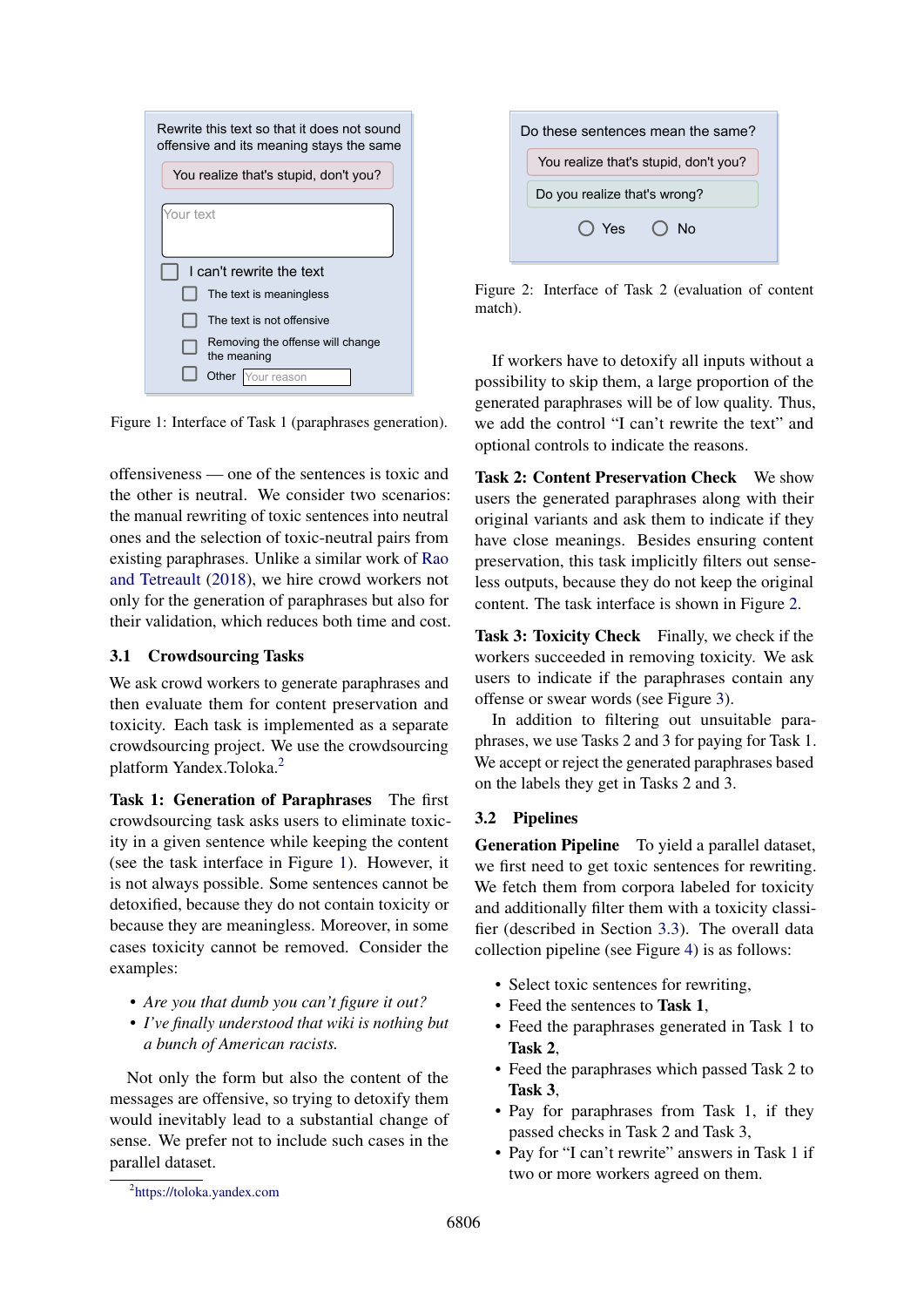Rewrite this text so that it does not sound offensive and its meaning stays the same

You realize that's stupid, don't you?

Your text

I can't rewrite the text

The text is meaningless

The text is not offensive

Removing the offense will change the meaning

Other Your reason

Figure 1: Interface of Task 1 (paraphrases generation).

offensiveness — one of the sentences is toxic and the other is neutral. We consider two scenarios: the manual rewriting of toxic sentences into neutral ones and the selection of toxic-neutral pairs from existing paraphrases. Unlike a similar work of Rao and Tetreault (2018), we hire crowd workers not only for the generation of paraphrases but also for their validation, which reduces both time and cost.

### 3.1 Crowdsourcing Tasks

We ask crowd workers to generate paraphrases and then evaluate them for content preservation and toxicity. Each task is implemented as a separate crowdsourcing project. We use the crowdsourcing platform Yandex.Toloka.[2]

**Task 1: Generation of Paraphrases** The first crowdsourcing task asks users to eliminate toxicity in a given sentence while keeping the content (see the task interface in Figure 1). However, it is not always possible. Some sentences cannot be detoxified, because they do not contain toxicity or because they are meaningless. Moreover, in some cases toxicity cannot be removed. Consider the examples:

- *Are you that dumb you can't figure it out?*
- *I've finally understood that wiki is nothing but a bunch of American racists.*

Not only the form but also the content of the messages are offensive, so trying to detoxify them would inevitably lead to a substantial change of sense. We prefer not to include such cases in the parallel dataset.

[2] https://toloka.yandex.com

Do these sentences mean the same?

You realize that's stupid, don't you?

Do you realize that's wrong?

Yes No

Figure 2: Interface of Task 2 (evaluation of content match).

If workers have to detoxify all inputs without a possibility to skip them, a large proportion of the generated paraphrases will be of low quality. Thus, we add the control "I can't rewrite the text" and optional controls to indicate the reasons.

**Task 2: Content Preservation Check** We show users the generated paraphrases along with their original variants and ask them to indicate if they have close meanings. Besides ensuring content preservation, this task implicitly filters out senseless outputs, because they do not keep the original content. The task interface is shown in Figure 2.

**Task 3: Toxicity Check** Finally, we check if the workers succeeded in removing toxicity. We ask users to indicate if the paraphrases contain any offense or swear words (see Figure 3).

In addition to filtering out unsuitable paraphrases, we use Tasks 2 and 3 for paying for Task 1. We accept or reject the generated paraphrases based on the labels they get in Tasks 2 and 3.

### 3.2 Pipelines

**Generation Pipeline** To yield a parallel dataset, we first need to get toxic sentences for rewriting. We fetch them from corpora labeled for toxicity and additionally filter them with a toxicity classifier (described in Section 3.3). The overall data collection pipeline (see Figure 4) is as follows:

- Select toxic sentences for rewriting,
- Feed the sentences to **Task 1**,
- Feed the paraphrases generated in Task 1 to **Task 2**,
- Feed the paraphrases which passed Task 2 to **Task 3**,
- Pay for paraphrases from Task 1, if they passed checks in Task 2 and Task 3,
- Pay for "I can't rewrite" answers in Task 1 if two or more workers agreed on them.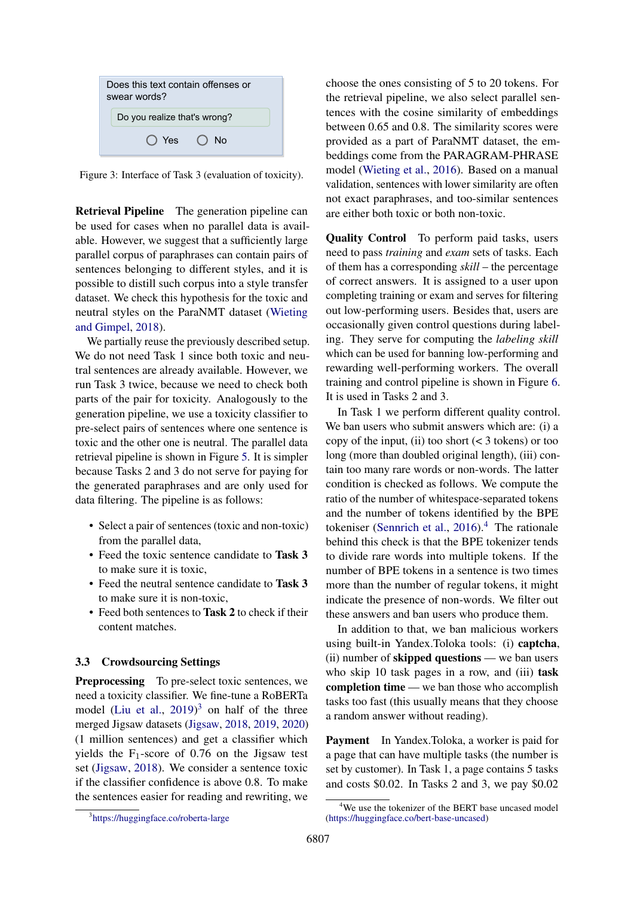Does this text contain offenses or swear words?

Do you realize that's wrong?

Yes No

Figure 3: Interface of Task 3 (evaluation of toxicity).

**Retrieval Pipeline** The generation pipeline can be used for cases when no parallel data is available. However, we suggest that a sufficiently large parallel corpus of paraphrases can contain pairs of sentences belonging to different styles, and it is possible to distill such corpus into a style transfer dataset. We check this hypothesis for the toxic and neutral styles on the ParaNMT dataset (Wieting and Gimpel, 2018).

We partially reuse the previously described setup. We do not need Task 1 since both toxic and neutral sentences are already available. However, we run Task 3 twice, because we need to check both parts of the pair for toxicity. Analogously to the generation pipeline, we use a toxicity classifier to pre-select pairs of sentences where one sentence is toxic and the other one is neutral. The parallel data retrieval pipeline is shown in Figure 5. It is simpler because Tasks 2 and 3 do not serve for paying for the generated paraphrases and are only used for data filtering. The pipeline is as follows:

- Select a pair of sentences (toxic and non-toxic) from the parallel data,
- Feed the toxic sentence candidate to **Task 3** to make sure it is toxic,
- Feed the neutral sentence candidate to **Task 3** to make sure it is non-toxic,
- Feed both sentences to **Task 2** to check if their content matches.

### 3.3 Crowdsourcing Settings

**Preprocessing** To pre-select toxic sentences, we need a toxicity classifier. We fine-tune a RoBERTa model (Liu et al., 2019)[3] on half of the three merged Jigsaw datasets (Jigsaw, 2018, 2019, 2020) (1 million sentences) and get a classifier which yields the $F_1$-score of 0.76 on the Jigsaw test set (Jigsaw, 2018). We consider a sentence toxic if the classifier confidence is above 0.8. To make the sentences easier for reading and rewriting, we choose the ones consisting of 5 to 20 tokens. For the retrieval pipeline, we also select parallel sentences with the cosine similarity of embeddings between 0.65 and 0.8. The similarity scores were provided as a part of ParaNMT dataset, the embeddings come from the PARAGRAM-PHRASE model (Wieting et al., 2016). Based on a manual validation, sentences with lower similarity are often not exact paraphrases, and too-similar sentences are either both toxic or both non-toxic.

**Quality Control** To perform paid tasks, users need to pass *training* and *exam* sets of tasks. Each of them has a corresponding *skill* – the percentage of correct answers. It is assigned to a user upon completing training or exam and serves for filtering out low-performing users. Besides that, users are occasionally given control questions during labeling. They serve for computing the *labeling skill* which can be used for banning low-performing and rewarding well-performing workers. The overall training and control pipeline is shown in Figure 6. It is used in Tasks 2 and 3.

In Task 1 we perform different quality control. We ban users who submit answers which are: (i) a copy of the input, (ii) too short (< 3 tokens) or too long (more than doubled original length), (iii) contain too many rare words or non-words. The latter condition is checked as follows. We compute the ratio of the number of whitespace-separated tokens and the number of tokens identified by the BPE tokeniser (Sennrich et al., 2016).[4] The rationale behind this check is that the BPE tokenizer tends to divide rare words into multiple tokens. If the number of BPE tokens in a sentence is two times more than the number of regular tokens, it might indicate the presence of non-words. We filter out these answers and ban users who produce them.

In addition to that, we ban malicious workers using built-in Yandex.Toloka tools: (i) **captcha**, (ii) number of **skipped questions** — we ban users who skip 10 task pages in a row, and (iii) **task completion time** — we ban those who accomplish tasks too fast (this usually means that they choose a random answer without reading).

**Payment** In Yandex.Toloka, a worker is paid for a page that can have multiple tasks (the number is set by customer). In Task 1, a page contains 5 tasks and costs \$0.02. In Tasks 2 and 3, we pay \$0.02

[3] https://huggingface.co/roberta-large

[4] We use the tokenizer of the BERT base uncased model (https://huggingface.co/bert-base-uncased)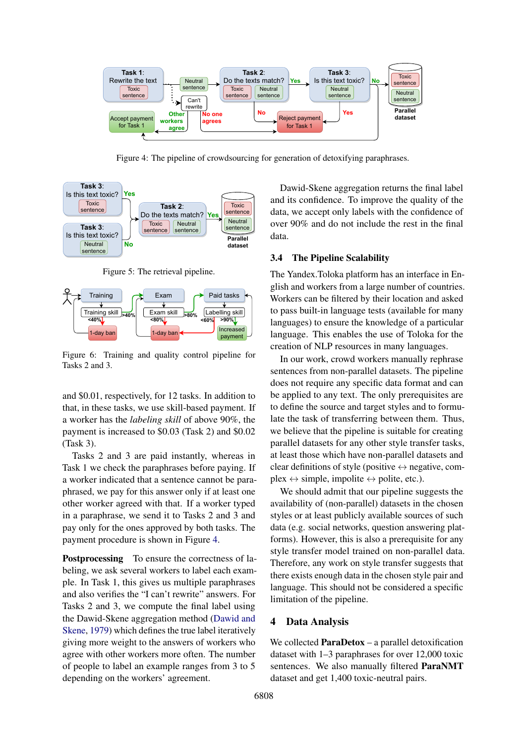Figure 4: The pipeline of crowdsourcing for generation of detoxifying paraphrases.

Figure 5: The retrieval pipeline.

Figure 6: Training and quality control pipeline for Tasks 2 and 3.

and $0.01, respectively, for 12 tasks. In addition to that, in these tasks, we use skill-based payment. If a worker has the *labeling skill* of above 90%, the payment is increased to $0.03 (Task 2) and $0.02 (Task 3).

Tasks 2 and 3 are paid instantly, whereas in Task 1 we check the paraphrases before paying. If a worker indicated that a sentence cannot be paraphrased, we pay for this answer only if at least one other worker agreed with that. If a worker typed in a paraphrase, we send it to Tasks 2 and 3 and pay only for the ones approved by both tasks. The payment procedure is shown in Figure 4.

**Postprocessing** To ensure the correctness of labeling, we ask several workers to label each example. In Task 1, this gives us multiple paraphrases and also verifies the "I can't rewrite" answers. For Tasks 2 and 3, we compute the final label using the Dawid-Skene aggregation method (Dawid and Skene, 1979) which defines the true label iteratively giving more weight to the answers of workers who agree with other workers more often. The number of people to label an example ranges from 3 to 5 depending on the workers' agreement.

Dawid-Skene aggregation returns the final label and its confidence. To improve the quality of the data, we accept only labels with the confidence of over 90% and do not include the rest in the final data.

### 3.4 The Pipeline Scalability

The Yandex.Toloka platform has an interface in English and workers from a large number of countries. Workers can be filtered by their location and asked to pass built-in language tests (available for many languages) to ensure the knowledge of a particular language. This enables the use of Toloka for the creation of NLP resources in many languages.

In our work, crowd workers manually rephrase sentences from non-parallel datasets. The pipeline does not require any specific data format and can be applied to any text. The only prerequisites are to define the source and target styles and to formulate the task of transferring between them. Thus, we believe that the pipeline is suitable for creating parallel datasets for any other style transfer tasks, at least those which have non-parallel datasets and clear definitions of style (positive ↔ negative, complex ↔ simple, impolite ↔ polite, etc.).

We should admit that our pipeline suggests the availability of (non-parallel) datasets in the chosen styles or at least publicly available sources of such data (e.g. social networks, question answering platforms). However, this is also a prerequisite for any style transfer model trained on non-parallel data. Therefore, any work on style transfer suggests that there exists enough data in the chosen style pair and language. This should not be considered a specific limitation of the pipeline.

## 4 Data Analysis

We collected **ParaDetox** – a parallel detoxification dataset with 1–3 paraphrases for over 12,000 toxic sentences. We also manually filtered **ParaNMT** dataset and get 1,400 toxic-neutral pairs.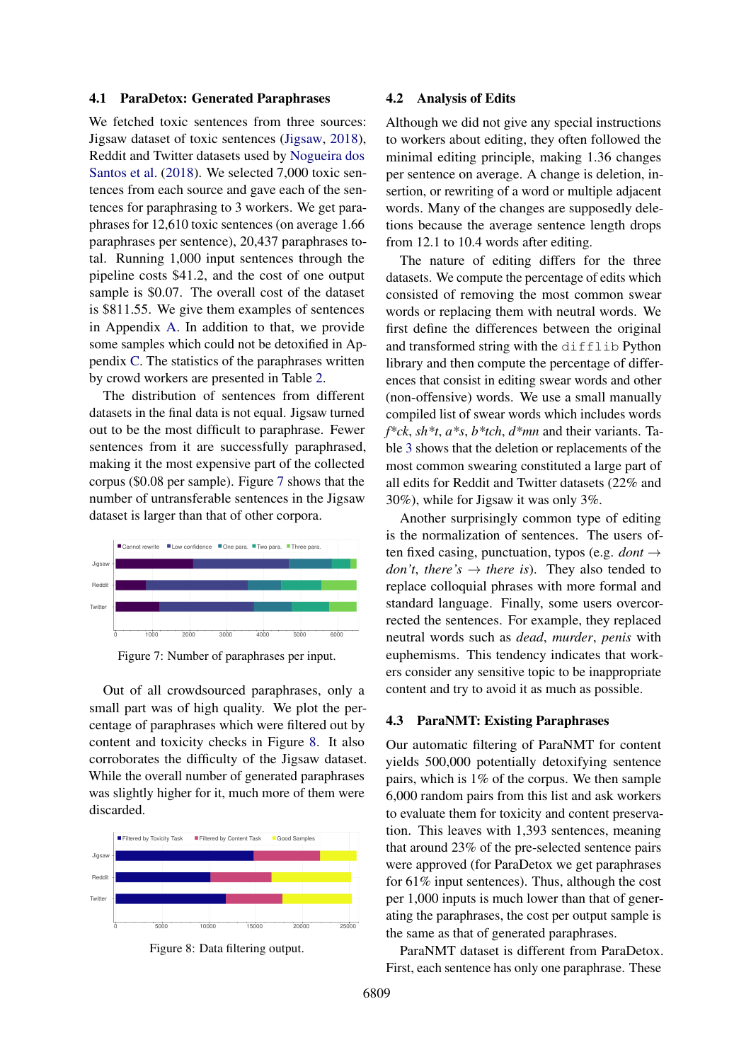### 4.1 ParaDetox: Generated Paraphrases

We fetched toxic sentences from three sources: Jigsaw dataset of toxic sentences (Jigsaw, 2018), Reddit and Twitter datasets used by Nogueira dos Santos et al. (2018). We selected 7,000 toxic sentences from each source and gave each of the sentences for paraphrasing to 3 workers. We get paraphrases for 12,610 toxic sentences (on average 1.66 paraphrases per sentence), 20,437 paraphrases total. Running 1,000 input sentences through the pipeline costs $41.2, and the cost of one output sample is $0.07. The overall cost of the dataset is $811.55. We give them examples of sentences in Appendix A. In addition to that, we provide some samples which could not be detoxified in Appendix C. The statistics of the paraphrases written by crowd workers are presented in Table 2.

The distribution of sentences from different datasets in the final data is not equal. Jigsaw turned out to be the most difficult to paraphrase. Fewer sentences from it are successfully paraphrased, making it the most expensive part of the collected corpus ($0.08 per sample). Figure 7 shows that the number of untransferable sentences in the Jigsaw dataset is larger than that of other corpora.

Figure 7: Number of paraphrases per input.

Out of all crowdsourced paraphrases, only a small part was of high quality. We plot the percentage of paraphrases which were filtered out by content and toxicity checks in Figure 8. It also corroborates the difficulty of the Jigsaw dataset. While the overall number of generated paraphrases was slightly higher for it, much more of them were discarded.

Figure 8: Data filtering output.

### 4.2 Analysis of Edits

Although we did not give any special instructions to workers about editing, they often followed the minimal editing principle, making 1.36 changes per sentence on average. A change is deletion, insertion, or rewriting of a word or multiple adjacent words. Many of the changes are supposedly deletions because the average sentence length drops from 12.1 to 10.4 words after editing.

The nature of editing differs for the three datasets. We compute the percentage of edits which consisted of removing the most common swear words or replacing them with neutral words. We first define the differences between the original and transformed string with the `difflib` Python library and then compute the percentage of differences that consist in editing swear words and other (non-offensive) words. We use a small manually compiled list of swear words which includes words *f*ck*, *sh*t*, *a*s*, *b*tch*, *d*mn* and their variants. Table 3 shows that the deletion or replacements of the most common swearing constituted a large part of all edits for Reddit and Twitter datasets (22% and 30%), while for Jigsaw it was only 3%.

Another surprisingly common type of editing is the normalization of sentences. The users often fixed casing, punctuation, typos (e.g. *dont* → *don't*, *there's* → *there is*). They also tended to replace colloquial phrases with more formal and standard language. Finally, some users overcorrected the sentences. For example, they replaced neutral words such as *dead*, *murder*, *penis* with euphemisms. This tendency indicates that workers consider any sensitive topic to be inappropriate content and try to avoid it as much as possible.

### 4.3 ParaNMT: Existing Paraphrases

Our automatic filtering of ParaNMT for content yields 500,000 potentially detoxifying sentence pairs, which is 1% of the corpus. We then sample 6,000 random pairs from this list and ask workers to evaluate them for toxicity and content preservation. This leaves with 1,393 sentences, meaning that around 23% of the pre-selected sentence pairs were approved (for ParaDetox we get paraphrases for 61% input sentences). Thus, although the cost per 1,000 inputs is much lower than that of generating the paraphrases, the cost per output sample is the same as that of generated paraphrases.

ParaNMT dataset is different from ParaDetox. First, each sentence has only one paraphrase. These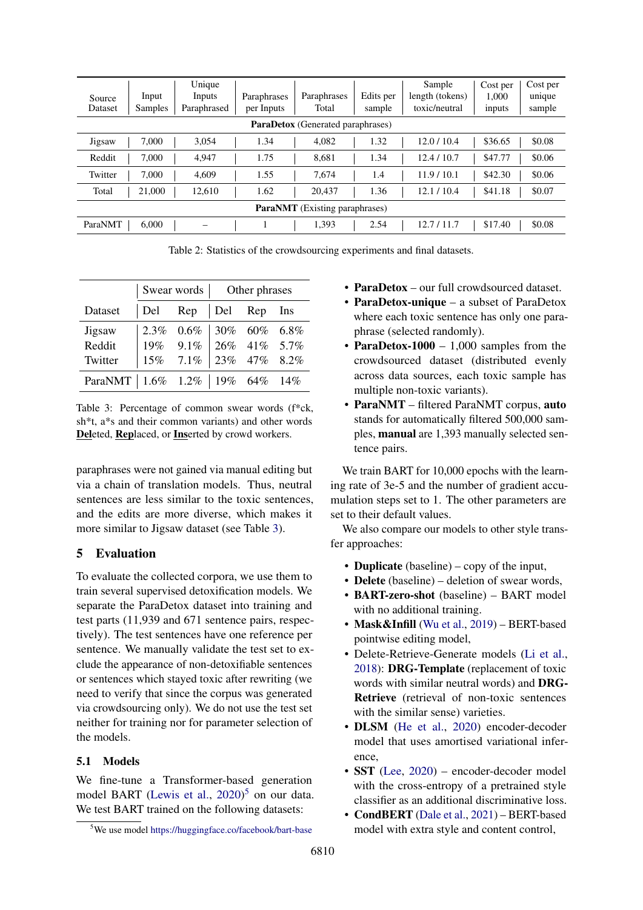| Source Dataset | Input Samples | Unique Inputs Paraphrased | Paraphrases per Inputs | Paraphrases Total | Edits per sample | Sample length (tokens) toxic/neutral | Cost per 1,000 inputs | Cost per unique sample |
|---|---|---|---|---|---|---|---|---|
| **ParaDetox** (Generated paraphrases) | | | | | | | | |
| Jigsaw | 7,000 | 3,054 | 1.34 | 4,082 | 1.32 | 12.0 / 10.4 | \$36.65 | \$0.08 |
| Reddit | 7,000 | 4,947 | 1.75 | 8,681 | 1.34 | 12.4 / 10.7 | \$47.77 | \$0.06 |
| Twitter | 7,000 | 4,609 | 1.55 | 7,674 | 1.4 | 11.9 / 10.1 | \$42.30 | \$0.06 |
| Total | 21,000 | 12,610 | 1.62 | 20,437 | 1.36 | 12.1 / 10.4 | \$41.18 | \$0.07 |
| **ParaNMT** (Existing paraphrases) | | | | | | | | |
| ParaNMT | 6,000 | – | 1 | 1,393 | 2.54 | 12.7 / 11.7 | \$17.40 | \$0.08 |

Table 2: Statistics of the crowdsourcing experiments and final datasets.

| | Swear words | | Other phrases | | |
|---|---|---|---|---|---|
| Dataset | Del | Rep | Del | Rep | Ins |
| Jigsaw | 2.3% | 0.6% | 30% | 60% | 6.8% |
| Reddit | 19% | 9.1% | 26% | 41% | 5.7% |
| Twitter | 15% | 7.1% | 23% | 47% | 8.2% |
| ParaNMT | 1.6% | 1.2% | 19% | 64% | 14% |

Table 3: Percentage of common swear words (f*ck, sh*t, a*s and their common variants) and other words **Del**eted, **Rep**laced, or **Ins**erted by crowd workers.

paraphrases were not gained via manual editing but via a chain of translation models. Thus, neutral sentences are less similar to the toxic sentences, and the edits are more diverse, which makes it more similar to Jigsaw dataset (see Table 3).

## 5 Evaluation

To evaluate the collected corpora, we use them to train several supervised detoxification models. We separate the ParaDetox dataset into training and test parts (11,939 and 671 sentence pairs, respectively). The test sentences have one reference per sentence. We manually validate the test set to exclude the appearance of non-detoxifiable sentences or sentences which stayed toxic after rewriting (we need to verify that since the corpus was generated via crowdsourcing only). We do not use the test set neither for training nor for parameter selection of the models.

### 5.1 Models

We fine-tune a Transformer-based generation model BART (Lewis et al., 2020)[5] on our data. We test BART trained on the following datasets:

- **ParaDetox** – our full crowdsourced dataset.
- **ParaDetox-unique** – a subset of ParaDetox where each toxic sentence has only one paraphrase (selected randomly).
- **ParaDetox-1000** – 1,000 samples from the crowdsourced dataset (distributed evenly across data sources, each toxic sample has multiple non-toxic variants).
- **ParaNMT** – filtered ParaNMT corpus, **auto** stands for automatically filtered 500,000 samples, **manual** are 1,393 manually selected sentence pairs.

We train BART for 10,000 epochs with the learning rate of 3e-5 and the number of gradient accumulation steps set to 1. The other parameters are set to their default values.

We also compare our models to other style transfer approaches:

- **Duplicate** (baseline) – copy of the input,
- **Delete** (baseline) – deletion of swear words,
- **BART-zero-shot** (baseline) – BART model with no additional training.
- **Mask&Infill** (Wu et al., 2019) – BERT-based pointwise editing model,
- Delete-Retrieve-Generate models (Li et al., 2018): **DRG-Template** (replacement of toxic words with similar neutral words) and **DRG-Retrieve** (retrieval of non-toxic sentences with the similar sense) varieties.
- **DLSM** (He et al., 2020) encoder-decoder model that uses amortised variational inference,
- **SST** (Lee, 2020) – encoder-decoder model with the cross-entropy of a pretrained style classifier as an additional discriminative loss.
- **CondBERT** (Dale et al., 2021) – BERT-based model with extra style and content control,

[5] We use model https://huggingface.co/facebook/bart-base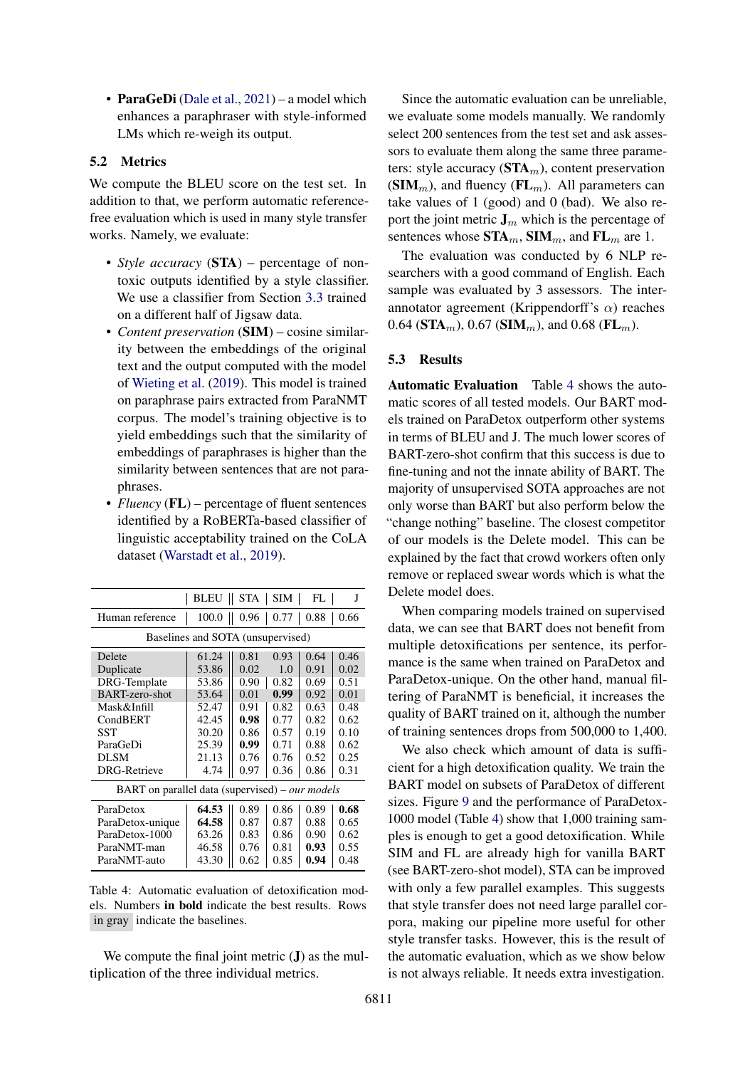- **ParaGeDi** (Dale et al., 2021) – a model which enhances a paraphraser with style-informed LMs which re-weigh its output.

## 5.2 Metrics

We compute the BLEU score on the test set. In addition to that, we perform automatic reference-free evaluation which is used in many style transfer works. Namely, we evaluate:

- *Style accuracy* (**STA**) – percentage of non-toxic outputs identified by a style classifier. We use a classifier from Section 3.3 trained on a different half of Jigsaw data.
- *Content preservation* (**SIM**) – cosine similarity between the embeddings of the original text and the output computed with the model of Wieting et al. (2019). This model is trained on paraphrase pairs extracted from ParaNMT corpus. The model's training objective is to yield embeddings such that the similarity of embeddings of paraphrases is higher than the similarity between sentences that are not paraphrases.
- *Fluency* (**FL**) – percentage of fluent sentences identified by a RoBERTa-based classifier of linguistic acceptability trained on the CoLA dataset (Warstadt et al., 2019).

| | BLEU | STA | SIM | FL | J |
|---|---|---|---|---|---|
| Human reference | 100.0 | 0.96 | 0.77 | 0.88 | 0.66 |
| *Baselines and SOTA (unsupervised)* | | | | | |
| Delete | 61.24 | 0.81 | 0.93 | 0.64 | 0.46 |
| Duplicate | 53.86 | 0.02 | 1.0 | 0.91 | 0.02 |
| DRG-Template | 53.86 | 0.90 | 0.82 | 0.69 | 0.51 |
| BART-zero-shot | 53.64 | 0.01 | **0.99** | 0.92 | 0.01 |
| Mask&Infill | 52.47 | 0.91 | 0.82 | 0.63 | 0.48 |
| CondBERT | 42.45 | **0.98** | 0.77 | 0.82 | 0.62 |
| SST | 30.20 | 0.86 | 0.57 | 0.19 | 0.10 |
| ParaGeDi | 25.39 | **0.99** | 0.71 | 0.88 | 0.62 |
| DLSM | 21.13 | 0.76 | 0.76 | 0.52 | 0.25 |
| DRG-Retrieve | 4.74 | 0.97 | 0.36 | 0.86 | 0.31 |
| *BART on parallel data (supervised) – our models* | | | | | |
| ParaDetox | **64.53** | 0.89 | 0.86 | 0.89 | **0.68** |
| ParaDetox-unique | **64.58** | 0.87 | 0.87 | 0.88 | 0.65 |
| ParaDetox-1000 | 63.26 | 0.83 | 0.86 | 0.90 | 0.62 |
| ParaNMT-man | 46.58 | 0.76 | 0.81 | **0.93** | 0.55 |
| ParaNMT-auto | 43.30 | 0.62 | 0.85 | **0.94** | 0.48 |

Table 4: Automatic evaluation of detoxification models. Numbers **in bold** indicate the best results. Rows in gray indicate the baselines.

We compute the final joint metric (**J**) as the multiplication of the three individual metrics.

Since the automatic evaluation can be unreliable, we evaluate some models manually. We randomly select 200 sentences from the test set and ask assessors to evaluate them along the same three parameters: style accuracy ($\textbf{STA}_m$), content preservation ($\textbf{SIM}_m$), and fluency ($\textbf{FL}_m$). All parameters can take values of 1 (good) and 0 (bad). We also report the joint metric $\textbf{J}_m$ which is the percentage of sentences whose $\textbf{STA}_m$, $\textbf{SIM}_m$, and $\textbf{FL}_m$ are 1.

The evaluation was conducted by 6 NLP researchers with a good command of English. Each sample was evaluated by 3 assessors. The inter-annotator agreement (Krippendorff's $\alpha$) reaches 0.64 ($\textbf{STA}_m$), 0.67 ($\textbf{SIM}_m$), and 0.68 ($\textbf{FL}_m$).

## 5.3 Results

**Automatic Evaluation** Table 4 shows the automatic scores of all tested models. Our BART models trained on ParaDetox outperform other systems in terms of BLEU and J. The much lower scores of BART-zero-shot confirm that this success is due to fine-tuning and not the innate ability of BART. The majority of unsupervised SOTA approaches are not only worse than BART but also perform below the "change nothing" baseline. The closest competitor of our models is the Delete model. This can be explained by the fact that crowd workers often only remove or replaced swear words which is what the Delete model does.

When comparing models trained on supervised data, we can see that BART does not benefit from multiple detoxifications per sentence, its performance is the same when trained on ParaDetox and ParaDetox-unique. On the other hand, manual filtering of ParaNMT is beneficial, it increases the quality of BART trained on it, although the number of training sentences drops from 500,000 to 1,400.

We also check which amount of data is sufficient for a high detoxification quality. We train the BART model on subsets of ParaDetox of different sizes. Figure 9 and the performance of ParaDetox-1000 model (Table 4) show that 1,000 training samples is enough to get a good detoxification. While SIM and FL are already high for vanilla BART (see BART-zero-shot model), STA can be improved with only a few parallel examples. This suggests that style transfer does not need large parallel corpora, making our pipeline more useful for other style transfer tasks. However, this is the result of the automatic evaluation, which as we show below is not always reliable. It needs extra investigation.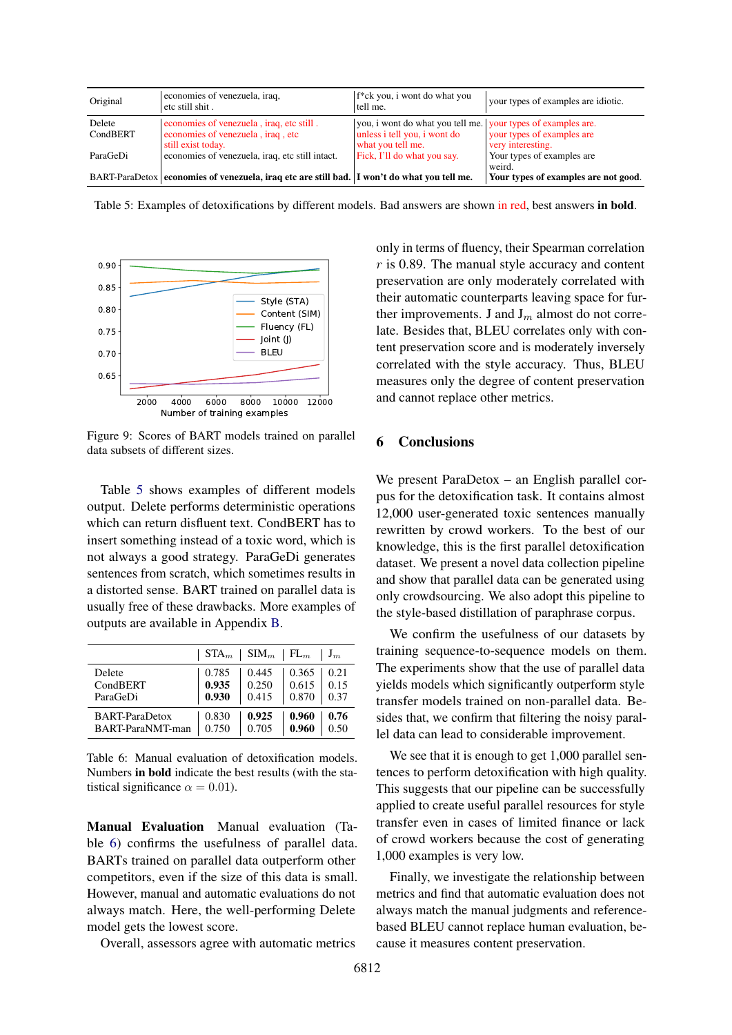| Original | economies of venezuela, iraq, etc still shit . | f*ck you, i wont do what you tell me. | your types of examples are idiotic. |
|---|---|---|---|
| Delete | economies of venezuela , iraq, etc still . | you, i wont do what you tell me. | your types of examples are. |
| CondBERT | economies of venezuela , iraq , etc still exist today. | unless i tell you, i wont do what you tell me. | your types of examples are very interesting. |
| ParaGeDi | economies of venezuela, iraq, etc still intact. | Fick, I'll do what you say. | Your types of examples are weird. |
| BART-ParaDetox | **economies of venezuela, iraq etc are still bad.** | **I won't do what you tell me.** | **Your types of examples are not good.** |

Table 5: Examples of detoxifications by different models. Bad answers are shown in red, best answers **in bold**.

Figure 9: Scores of BART models trained on parallel data subsets of different sizes.

Table 5 shows examples of different models output. Delete performs deterministic operations which can return disfluent text. CondBERT has to insert something instead of a toxic word, which is not always a good strategy. ParaGeDi generates sentences from scratch, which sometimes results in a distorted sense. BART trained on parallel data is usually free of these drawbacks. More examples of outputs are available in Appendix B.

| | $STA_m$ | $SIM_m$ | $FL_m$ | $J_m$ |
|---|---|---|---|---|
| Delete | 0.785 | 0.445 | 0.365 | 0.21 |
| CondBERT | **0.935** | 0.250 | 0.615 | 0.15 |
| ParaGeDi | **0.930** | 0.415 | 0.870 | 0.37 |
| BART-ParaDetox | 0.830 | **0.925** | **0.960** | **0.76** |
| BART-ParaNMT-man | 0.750 | 0.705 | **0.960** | 0.50 |

Table 6: Manual evaluation of detoxification models. Numbers **in bold** indicate the best results (with the statistical significance $\alpha = 0.01$).

**Manual Evaluation** Manual evaluation (Table 6) confirms the usefulness of parallel data. BARTs trained on parallel data outperform other competitors, even if the size of this data is small. However, manual and automatic evaluations do not always match. Here, the well-performing Delete model gets the lowest score.

Overall, assessors agree with automatic metrics only in terms of fluency, their Spearman correlation $r$ is 0.89. The manual style accuracy and content preservation are only moderately correlated with their automatic counterparts leaving space for further improvements. J and $J_m$ almost do not correlate. Besides that, BLEU correlates only with content preservation score and is moderately inversely correlated with the style accuracy. Thus, BLEU measures only the degree of content preservation and cannot replace other metrics.

## 6 Conclusions

We present ParaDetox – an English parallel corpus for the detoxification task. It contains almost 12,000 user-generated toxic sentences manually rewritten by crowd workers. To the best of our knowledge, this is the first parallel detoxification dataset. We present a novel data collection pipeline and show that parallel data can be generated using only crowdsourcing. We also adopt this pipeline to the style-based distillation of paraphrase corpus.

We confirm the usefulness of our datasets by training sequence-to-sequence models on them. The experiments show that the use of parallel data yields models which significantly outperform style transfer models trained on non-parallel data. Besides that, we confirm that filtering the noisy parallel data can lead to considerable improvement.

We see that it is enough to get 1,000 parallel sentences to perform detoxification with high quality. This suggests that our pipeline can be successfully applied to create useful parallel resources for style transfer even in cases of limited finance or lack of crowd workers because the cost of generating 1,000 examples is very low.

Finally, we investigate the relationship between metrics and find that automatic evaluations does not always match the manual judgments and reference-based BLEU cannot replace human evaluation, because it measures content preservation.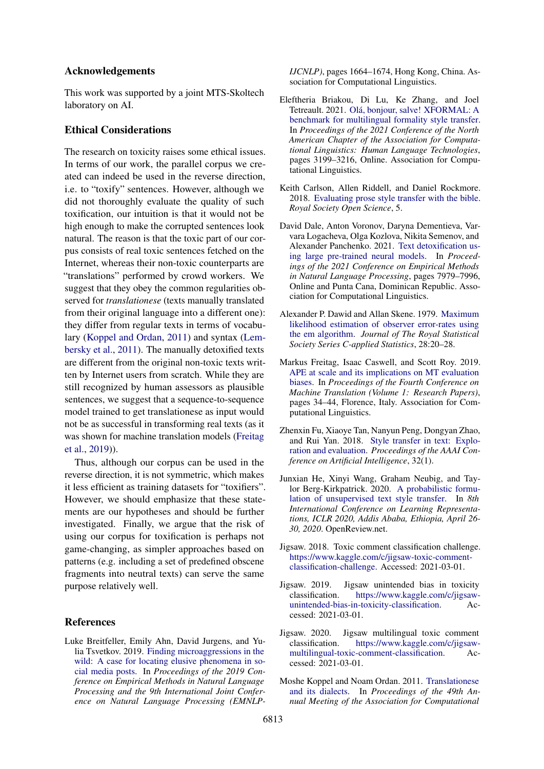## Acknowledgements

This work was supported by a joint MTS-Skoltech laboratory on AI.

## Ethical Considerations

The research on toxicity raises some ethical issues. In terms of our work, the parallel corpus we created can indeed be used in the reverse direction, i.e. to "toxify" sentences. However, although we did not thoroughly evaluate the quality of such toxification, our intuition is that it would not be high enough to make the corrupted sentences look natural. The reason is that the toxic part of our corpus consists of real toxic sentences fetched on the Internet, whereas their non-toxic counterparts are "translations" performed by crowd workers. We suggest that they obey the common regularities observed for *translationese* (texts manually translated from their original language into a different one): they differ from regular texts in terms of vocabulary (Koppel and Ordan, 2011) and syntax (Lembersky et al., 2011). The manually detoxified texts are different from the original non-toxic texts written by Internet users from scratch. While they are still recognized by human assessors as plausible sentences, we suggest that a sequence-to-sequence model trained to get translationese as input would not be as successful in transforming real texts (as it was shown for machine translation models (Freitag et al., 2019)).

Thus, although our corpus can be used in the reverse direction, it is not symmetric, which makes it less efficient as training datasets for "toxifiers". However, we should emphasize that these statements are our hypotheses and should be further investigated. Finally, we argue that the risk of using our corpus for toxification is perhaps not game-changing, as simpler approaches based on patterns (e.g. including a set of predefined obscene fragments into neutral texts) can serve the same purpose relatively well.

## References

Luke Breitfeller, Emily Ahn, David Jurgens, and Yulia Tsvetkov. 2019. Finding microaggressions in the wild: A case for locating elusive phenomena in social media posts. In *Proceedings of the 2019 Conference on Empirical Methods in Natural Language Processing and the 9th International Joint Conference on Natural Language Processing (EMNLP-IJCNLP)*, pages 1664–1674, Hong Kong, China. Association for Computational Linguistics.

Eleftheria Briakou, Di Lu, Ke Zhang, and Joel Tetreault. 2021. Olá, bonjour, salve! XFORMAL: A benchmark for multilingual formality style transfer. In *Proceedings of the 2021 Conference of the North American Chapter of the Association for Computational Linguistics: Human Language Technologies*, pages 3199–3216, Online. Association for Computational Linguistics.

Keith Carlson, Allen Riddell, and Daniel Rockmore. 2018. Evaluating prose style transfer with the bible. *Royal Society Open Science*, 5.

David Dale, Anton Voronov, Daryna Dementieva, Varvara Logacheva, Olga Kozlova, Nikita Semenov, and Alexander Panchenko. 2021. Text detoxification using large pre-trained neural models. In *Proceedings of the 2021 Conference on Empirical Methods in Natural Language Processing*, pages 7979–7996, Online and Punta Cana, Dominican Republic. Association for Computational Linguistics.

Alexander P. Dawid and Allan Skene. 1979. Maximum likelihood estimation of observer error-rates using the em algorithm. *Journal of The Royal Statistical Society Series C-applied Statistics*, 28:20–28.

Markus Freitag, Isaac Caswell, and Scott Roy. 2019. APE at scale and its implications on MT evaluation biases. In *Proceedings of the Fourth Conference on Machine Translation (Volume 1: Research Papers)*, pages 34–44, Florence, Italy. Association for Computational Linguistics.

Zhenxin Fu, Xiaoye Tan, Nanyun Peng, Dongyan Zhao, and Rui Yan. 2018. Style transfer in text: Exploration and evaluation. *Proceedings of the AAAI Conference on Artificial Intelligence*, 32(1).

Junxian He, Xinyi Wang, Graham Neubig, and Taylor Berg-Kirkpatrick. 2020. A probabilistic formulation of unsupervised text style transfer. In *8th International Conference on Learning Representations, ICLR 2020, Addis Ababa, Ethiopia, April 26-30, 2020*. OpenReview.net.

Jigsaw. 2018. Toxic comment classification challenge. https://www.kaggle.com/c/jigsaw-toxic-comment-classification-challenge. Accessed: 2021-03-01.

Jigsaw. 2019. Jigsaw unintended bias in toxicity classification. https://www.kaggle.com/c/jigsaw-unintended-bias-in-toxicity-classification. Accessed: 2021-03-01.

Jigsaw. 2020. Jigsaw multilingual toxic comment classification. https://www.kaggle.com/c/jigsaw-multilingual-toxic-comment-classification. Accessed: 2021-03-01.

Moshe Koppel and Noam Ordan. 2011. Translationese and its dialects. In *Proceedings of the 49th Annual Meeting of the Association for Computational*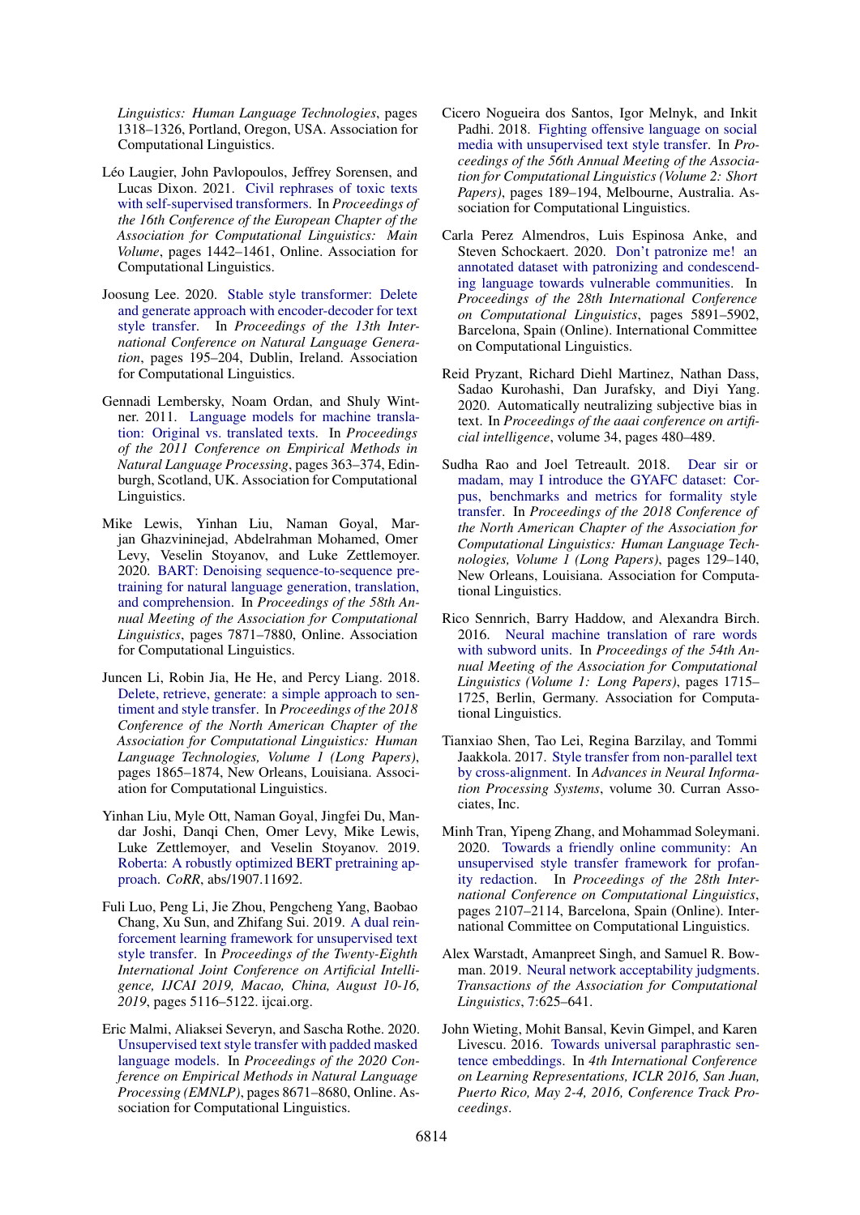Linguistics: Human Language Technologies*, pages 1318–1326, Portland, Oregon, USA. Association for Computational Linguistics.

Léo Laugier, John Pavlopoulos, Jeffrey Sorensen, and Lucas Dixon. 2021. Civil rephrases of toxic texts with self-supervised transformers. In *Proceedings of the 16th Conference of the European Chapter of the Association for Computational Linguistics: Main Volume*, pages 1442–1461, Online. Association for Computational Linguistics.

Joosung Lee. 2020. Stable style transformer: Delete and generate approach with encoder-decoder for text style transfer. In *Proceedings of the 13th International Conference on Natural Language Generation*, pages 195–204, Dublin, Ireland. Association for Computational Linguistics.

Gennadi Lembersky, Noam Ordan, and Shuly Wintner. 2011. Language models for machine translation: Original vs. translated texts. In *Proceedings of the 2011 Conference on Empirical Methods in Natural Language Processing*, pages 363–374, Edinburgh, Scotland, UK. Association for Computational Linguistics.

Mike Lewis, Yinhan Liu, Naman Goyal, Marjan Ghazvininejad, Abdelrahman Mohamed, Omer Levy, Veselin Stoyanov, and Luke Zettlemoyer. 2020. BART: Denoising sequence-to-sequence pre-training for natural language generation, translation, and comprehension. In *Proceedings of the 58th Annual Meeting of the Association for Computational Linguistics*, pages 7871–7880, Online. Association for Computational Linguistics.

Juncen Li, Robin Jia, He He, and Percy Liang. 2018. Delete, retrieve, generate: a simple approach to sentiment and style transfer. In *Proceedings of the 2018 Conference of the North American Chapter of the Association for Computational Linguistics: Human Language Technologies, Volume 1 (Long Papers)*, pages 1865–1874, New Orleans, Louisiana. Association for Computational Linguistics.

Yinhan Liu, Myle Ott, Naman Goyal, Jingfei Du, Mandar Joshi, Danqi Chen, Omer Levy, Mike Lewis, Luke Zettlemoyer, and Veselin Stoyanov. 2019. Roberta: A robustly optimized BERT pretraining approach. *CoRR*, abs/1907.11692.

Fuli Luo, Peng Li, Jie Zhou, Pengcheng Yang, Baobao Chang, Xu Sun, and Zhifang Sui. 2019. A dual reinforcement learning framework for unsupervised text style transfer. In *Proceedings of the Twenty-Eighth International Joint Conference on Artificial Intelligence, IJCAI 2019, Macao, China, August 10-16, 2019*, pages 5116–5122. ijcai.org.

Eric Malmi, Aliaksei Severyn, and Sascha Rothe. 2020. Unsupervised text style transfer with padded masked language models. In *Proceedings of the 2020 Conference on Empirical Methods in Natural Language Processing (EMNLP)*, pages 8671–8680, Online. Association for Computational Linguistics.

Cicero Nogueira dos Santos, Igor Melnyk, and Inkit Padhi. 2018. Fighting offensive language on social media with unsupervised text style transfer. In *Proceedings of the 56th Annual Meeting of the Association for Computational Linguistics (Volume 2: Short Papers)*, pages 189–194, Melbourne, Australia. Association for Computational Linguistics.

Carla Perez Almendros, Luis Espinosa Anke, and Steven Schockaert. 2020. Don't patronize me! an annotated dataset with patronizing and condescending language towards vulnerable communities. In *Proceedings of the 28th International Conference on Computational Linguistics*, pages 5891–5902, Barcelona, Spain (Online). International Committee on Computational Linguistics.

Reid Pryzant, Richard Diehl Martinez, Nathan Dass, Sadao Kurohashi, Dan Jurafsky, and Diyi Yang. 2020. Automatically neutralizing subjective bias in text. In *Proceedings of the aaai conference on artificial intelligence*, volume 34, pages 480–489.

Sudha Rao and Joel Tetreault. 2018. Dear sir or madam, may I introduce the GYAFC dataset: Corpus, benchmarks and metrics for formality style transfer. In *Proceedings of the 2018 Conference of the North American Chapter of the Association for Computational Linguistics: Human Language Technologies, Volume 1 (Long Papers)*, pages 129–140, New Orleans, Louisiana. Association for Computational Linguistics.

Rico Sennrich, Barry Haddow, and Alexandra Birch. 2016. Neural machine translation of rare words with subword units. In *Proceedings of the 54th Annual Meeting of the Association for Computational Linguistics (Volume 1: Long Papers)*, pages 1715–1725, Berlin, Germany. Association for Computational Linguistics.

Tianxiao Shen, Tao Lei, Regina Barzilay, and Tommi Jaakkola. 2017. Style transfer from non-parallel text by cross-alignment. In *Advances in Neural Information Processing Systems*, volume 30. Curran Associates, Inc.

Minh Tran, Yipeng Zhang, and Mohammad Soleymani. 2020. Towards a friendly online community: An unsupervised style transfer framework for profanity redaction. In *Proceedings of the 28th International Conference on Computational Linguistics*, pages 2107–2114, Barcelona, Spain (Online). International Committee on Computational Linguistics.

Alex Warstadt, Amanpreet Singh, and Samuel R. Bowman. 2019. Neural network acceptability judgments. *Transactions of the Association for Computational Linguistics*, 7:625–641.

John Wieting, Mohit Bansal, Kevin Gimpel, and Karen Livescu. 2016. Towards universal paraphrastic sentence embeddings. In *4th International Conference on Learning Representations, ICLR 2016, San Juan, Puerto Rico, May 2-4, 2016, Conference Track Proceedings*.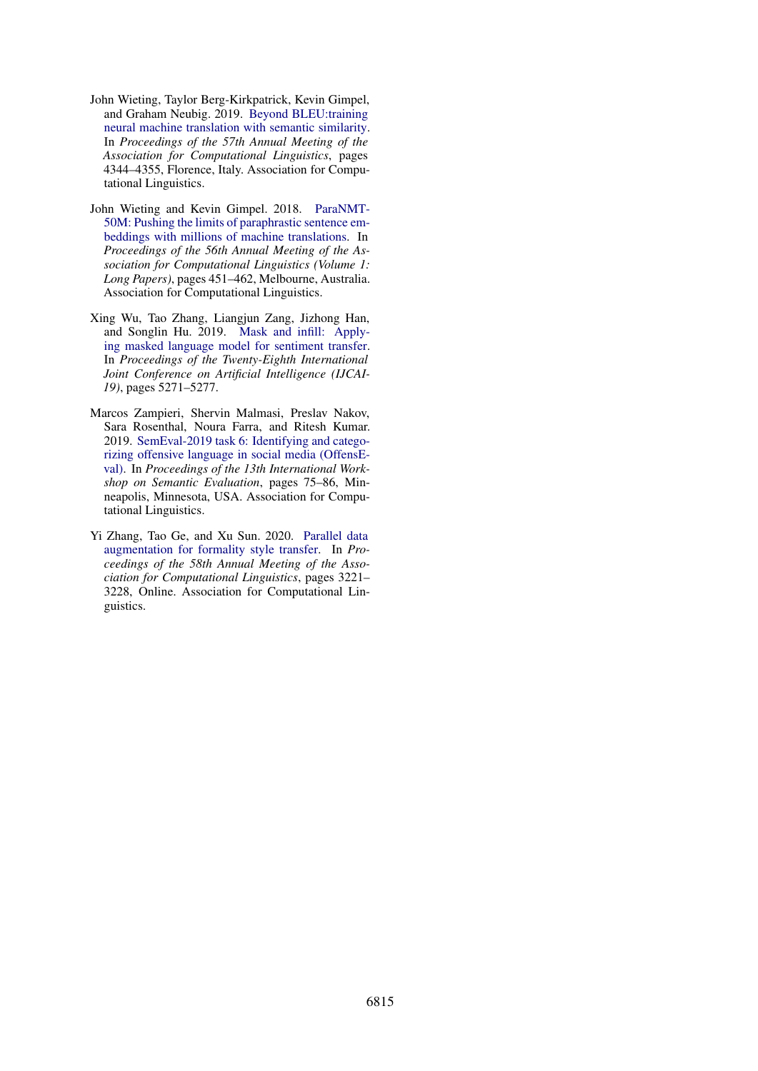John Wieting, Taylor Berg-Kirkpatrick, Kevin Gimpel, and Graham Neubig. 2019. Beyond BLEU:training neural machine translation with semantic similarity. In *Proceedings of the 57th Annual Meeting of the Association for Computational Linguistics*, pages 4344–4355, Florence, Italy. Association for Computational Linguistics.

John Wieting and Kevin Gimpel. 2018. ParaNMT-50M: Pushing the limits of paraphrastic sentence embeddings with millions of machine translations. In *Proceedings of the 56th Annual Meeting of the Association for Computational Linguistics (Volume 1: Long Papers)*, pages 451–462, Melbourne, Australia. Association for Computational Linguistics.

Xing Wu, Tao Zhang, Liangjun Zang, Jizhong Han, and Songlin Hu. 2019. Mask and infill: Applying masked language model for sentiment transfer. In *Proceedings of the Twenty-Eighth International Joint Conference on Artificial Intelligence (IJCAI-19)*, pages 5271–5277.

Marcos Zampieri, Shervin Malmasi, Preslav Nakov, Sara Rosenthal, Noura Farra, and Ritesh Kumar. 2019. SemEval-2019 task 6: Identifying and categorizing offensive language in social media (OffensEval). In *Proceedings of the 13th International Workshop on Semantic Evaluation*, pages 75–86, Minneapolis, Minnesota, USA. Association for Computational Linguistics.

Yi Zhang, Tao Ge, and Xu Sun. 2020. Parallel data augmentation for formality style transfer. In *Proceedings of the 58th Annual Meeting of the Association for Computational Linguistics*, pages 3221–3228, Online. Association for Computational Linguistics.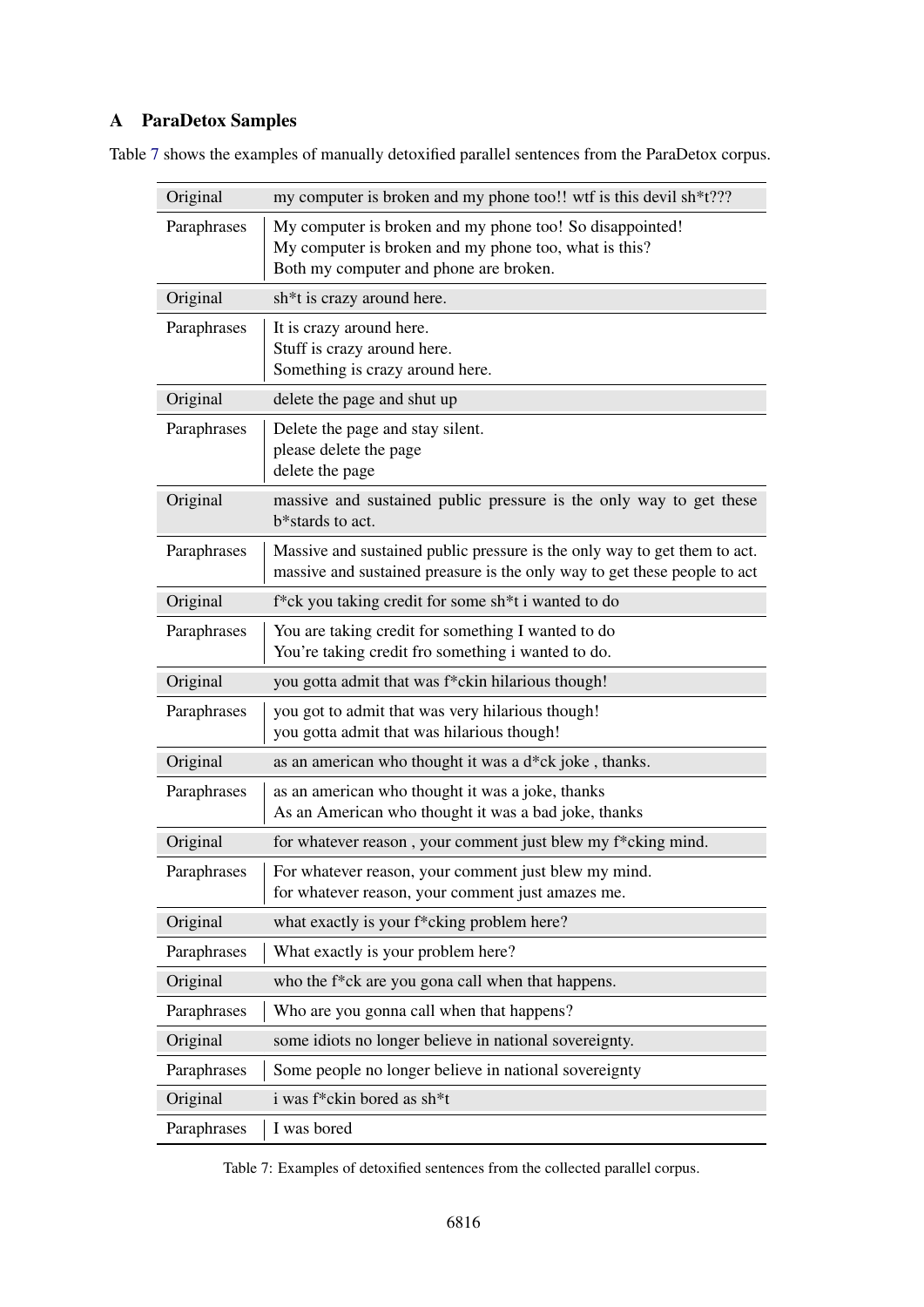## A ParaDetox Samples

Table 7 shows the examples of manually detoxified parallel sentences from the ParaDetox corpus.

| | |
|---|---|
| Original | my computer is broken and my phone too!! wtf is this devil sh*t??? |
| Paraphrases | My computer is broken and my phone too! So disappointed!<br>My computer is broken and my phone too, what is this?<br>Both my computer and phone are broken. |
| Original | sh*t is crazy around here. |
| Paraphrases | It is crazy around here.<br>Stuff is crazy around here.<br>Something is crazy around here. |
| Original | delete the page and shut up |
| Paraphrases | Delete the page and stay silent.<br>please delete the page<br>delete the page |
| Original | massive and sustained public pressure is the only way to get these b*stards to act. |
| Paraphrases | Massive and sustained public pressure is the only way to get them to act.<br>massive and sustained preasure is the only way to get these people to act |
| Original | f*ck you taking credit for some sh*t i wanted to do |
| Paraphrases | You are taking credit for something I wanted to do<br>You're taking credit fro something i wanted to do. |
| Original | you gotta admit that was f*ckin hilarious though! |
| Paraphrases | you got to admit that was very hilarious though!<br>you gotta admit that was hilarious though! |
| Original | as an american who thought it was a d*ck joke , thanks. |
| Paraphrases | as an american who thought it was a joke, thanks<br>As an American who thought it was a bad joke, thanks |
| Original | for whatever reason , your comment just blew my f*cking mind. |
| Paraphrases | For whatever reason, your comment just blew my mind.<br>for whatever reason, your comment just amazes me. |
| Original | what exactly is your f*cking problem here? |
| Paraphrases | What exactly is your problem here? |
| Original | who the f*ck are you gona call when that happens. |
| Paraphrases | Who are you gonna call when that happens? |
| Original | some idiots no longer believe in national sovereignty. |
| Paraphrases | Some people no longer believe in national sovereignty |
| Original | i was f*ckin bored as sh*t |
| Paraphrases | I was bored |

Table 7: Examples of detoxified sentences from the collected parallel corpus.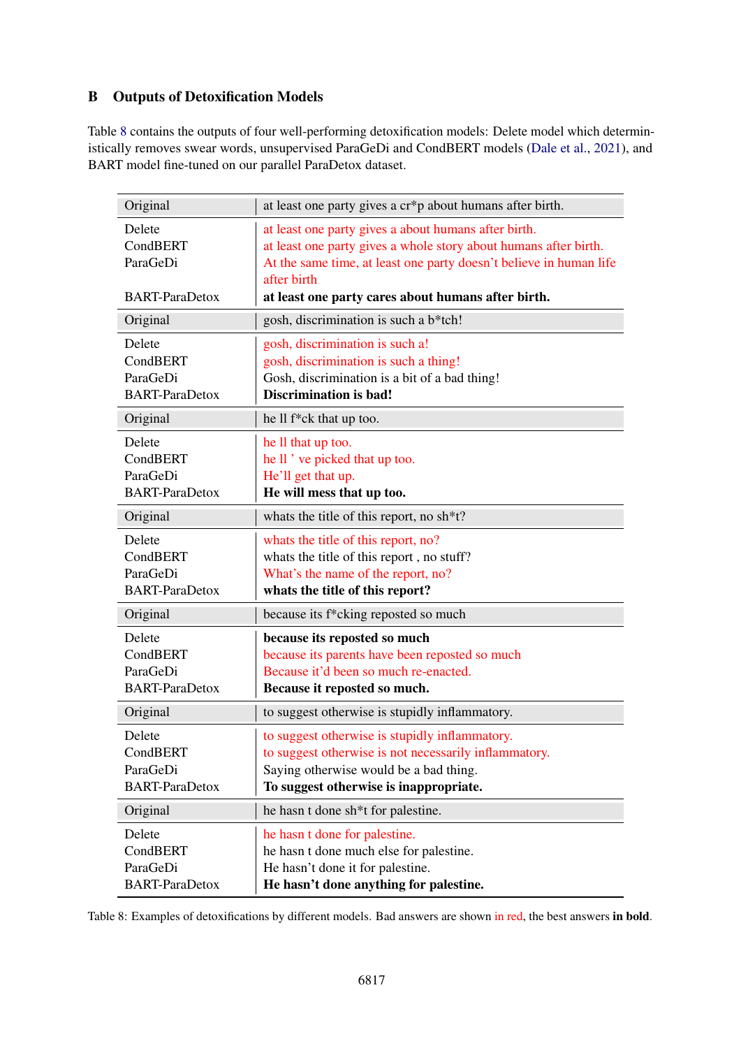## B Outputs of Detoxification Models

Table 8 contains the outputs of four well-performing detoxification models: Delete model which deterministically removes swear words, unsupervised ParaGeDi and CondBERT models (Dale et al., 2021), and BART model fine-tuned on our parallel ParaDetox dataset.

| | |
|---|---|
| Original | at least one party gives a cr*p about humans after birth. |
| Delete | at least one party gives a about humans after birth. |
| CondBERT | at least one party gives a whole story about humans after birth. |
| ParaGeDi | At the same time, at least one party doesn't believe in human life after birth |
| BART-ParaDetox | **at least one party cares about humans after birth.** |
| Original | gosh, discrimination is such a b*tch! |
| Delete | gosh, discrimination is such a! |
| CondBERT | gosh, discrimination is such a thing! |
| ParaGeDi | Gosh, discrimination is a bit of a bad thing! |
| BART-ParaDetox | **Discrimination is bad!** |
| Original | he ll f*ck that up too. |
| Delete | he ll that up too. |
| CondBERT | he ll ' ve picked that up too. |
| ParaGeDi | He'll get that up. |
| BART-ParaDetox | **He will mess that up too.** |
| Original | whats the title of this report, no sh*t? |
| Delete | whats the title of this report, no? |
| CondBERT | whats the title of this report , no stuff? |
| ParaGeDi | What's the name of the report, no? |
| BART-ParaDetox | **whats the title of this report?** |
| Original | because its f*cking reposted so much |
| Delete | **because its reposted so much** |
| CondBERT | because its parents have been reposted so much |
| ParaGeDi | Because it'd been so much re-enacted. |
| BART-ParaDetox | **Because it reposted so much.** |
| Original | to suggest otherwise is stupidly inflammatory. |
| Delete | to suggest otherwise is stupidly inflammatory. |
| CondBERT | to suggest otherwise is not necessarily inflammatory. |
| ParaGeDi | Saying otherwise would be a bad thing. |
| BART-ParaDetox | **To suggest otherwise is inappropriate.** |
| Original | he hasn t done sh*t for palestine. |
| Delete | he hasn t done for palestine. |
| CondBERT | he hasn t done much else for palestine. |
| ParaGeDi | He hasn't done it for palestine. |
| BART-ParaDetox | **He hasn't done anything for palestine.** |

Table 8: Examples of detoxifications by different models. Bad answers are shown in red, the best answers **in bold**.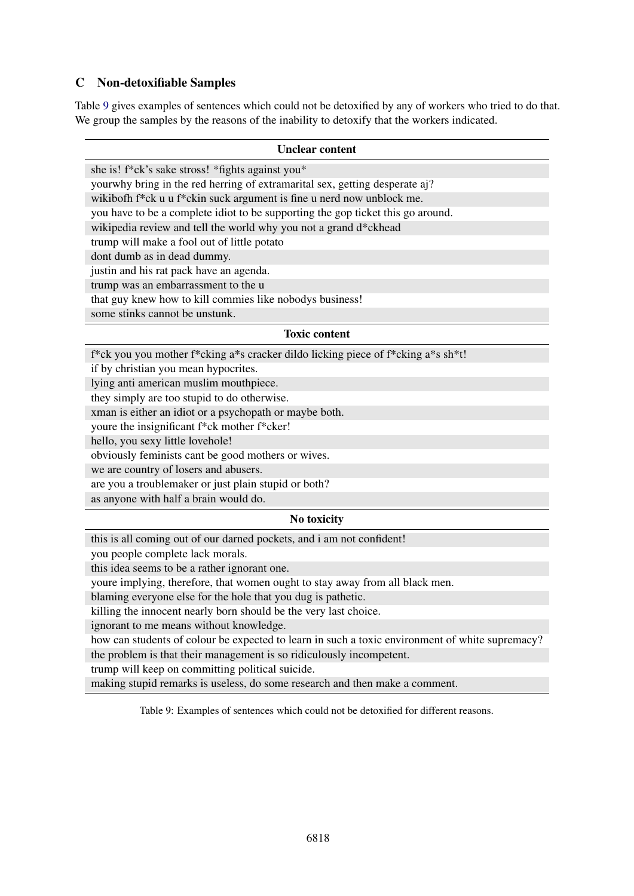## C Non-detoxifiable Samples

Table 9 gives examples of sentences which could not be detoxified by any of workers who tried to do that. We group the samples by the reasons of the inability to detoxify that the workers indicated.

| **Unclear content** |
|---|
| she is! f*ck's sake stross! *fights against you* |
| yourwhy bring in the red herring of extramarital sex, getting desperate aj? |
| wikibofh f*ck u u f*ckin suck argument is fine u nerd now unblock me. |
| you have to be a complete idiot to be supporting the gop ticket this go around. |
| wikipedia review and tell the world why you not a grand d*ckhead |
| trump will make a fool out of little potato |
| dont dumb as in dead dummy. |
| justin and his rat pack have an agenda. |
| trump was an embarrassment to the u |
| that guy knew how to kill commies like nobodys business! |
| some stinks cannot be unstunk. |
| **Toxic content** |
| f*ck you you mother f*cking a*s cracker dildo licking piece of f*cking a*s sh*t! |
| if by christian you mean hypocrites. |
| lying anti american muslim mouthpiece. |
| they simply are too stupid to do otherwise. |
| xman is either an idiot or a psychopath or maybe both. |
| youre the insignificant f*ck mother f*cker! |
| hello, you sexy little lovehole! |
| obviously feminists cant be good mothers or wives. |
| we are country of losers and abusers. |
| are you a troublemaker or just plain stupid or both? |
| as anyone with half a brain would do. |
| **No toxicity** |
| this is all coming out of our darned pockets, and i am not confident! |
| you people complete lack morals. |
| this idea seems to be a rather ignorant one. |
| youre implying, therefore, that women ought to stay away from all black men. |
| blaming everyone else for the hole that you dug is pathetic. |
| killing the innocent nearly born should be the very last choice. |
| ignorant to me means without knowledge. |
| how can students of colour be expected to learn in such a toxic environment of white supremacy? |
| the problem is that their management is so ridiculously incompetent. |
| trump will keep on committing political suicide. |
| making stupid remarks is useless, do some research and then make a comment. |

Table 9: Examples of sentences which could not be detoxified for different reasons.